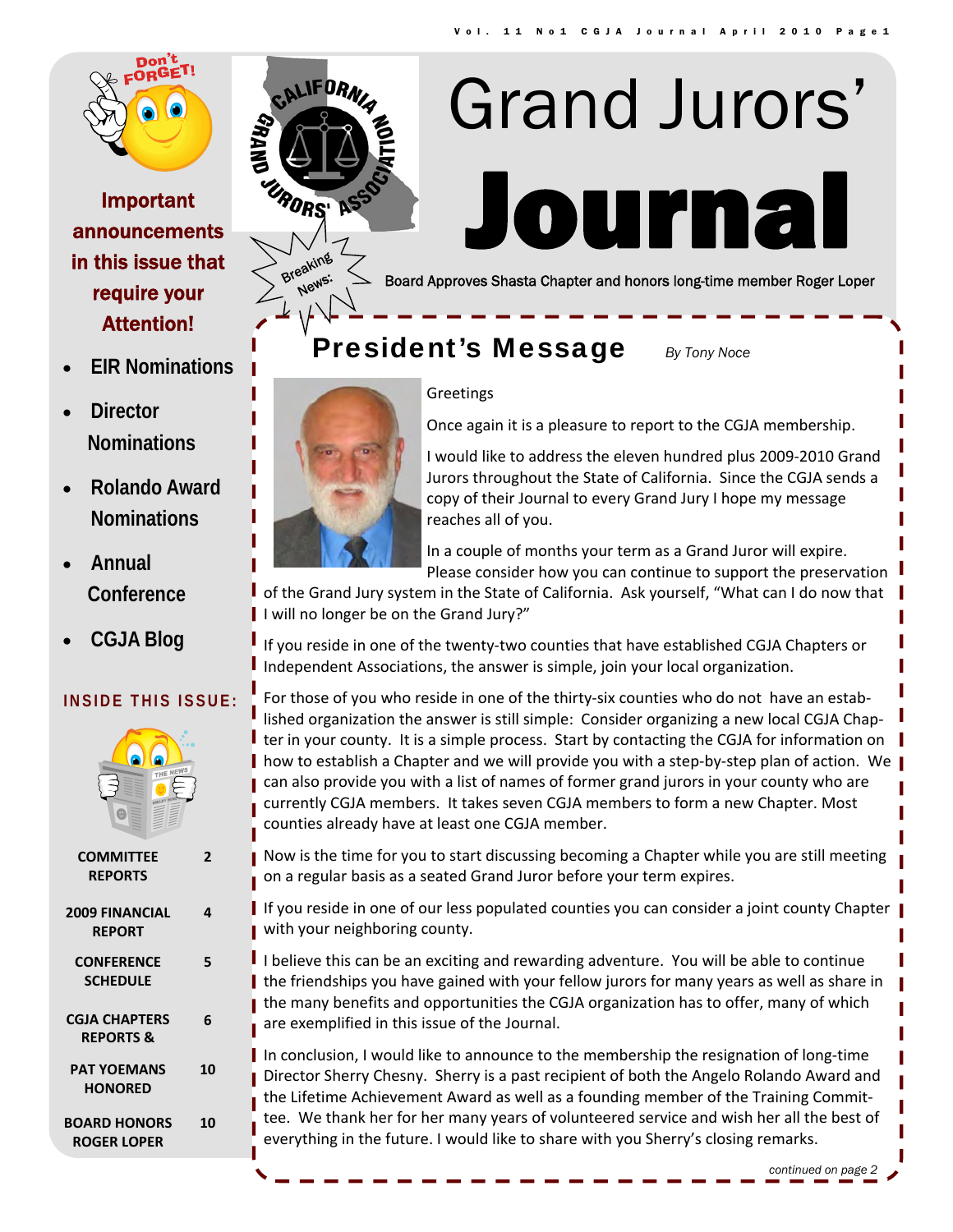# Grand Jurors' Journal

Breaking News: Board Approves Shasta Chapter and honors long-time member Roger Loper

**Important announcements in this issue that require your Attention!**

- EIR Nominations
- Director Nominations
- Rolando Award Nominations
- Annual Conference
- CGJA Blog

## INSIDE THIS ISSUE:

| | |
|---|---|
| COMMITTEE REPORTS | 2 |
| 2009 FINANCIAL REPORT | 4 |
| CONFERENCE SCHEDULE | 5 |
| CGJA CHAPTERS REPORTS & | 6 |
| PAT YOEMANS HONORED | 10 |
| BOARD HONORS ROGER LOPER | 10 |

## President's Message

*By Tony Noce*

Greetings

Once again it is a pleasure to report to the CGJA membership.

I would like to address the eleven hundred plus 2009-2010 Grand Jurors throughout the State of California. Since the CGJA sends a copy of their Journal to every Grand Jury I hope my message reaches all of you.

In a couple of months your term as a Grand Juror will expire. Please consider how you can continue to support the preservation of the Grand Jury system in the State of California. Ask yourself, "What can I do now that I will no longer be on the Grand Jury?"

If you reside in one of the twenty-two counties that have established CGJA Chapters or Independent Associations, the answer is simple, join your local organization.

For those of you who reside in one of the thirty-six counties who do not have an established organization the answer is still simple: Consider organizing a new local CGJA Chapter in your county. It is a simple process. Start by contacting the CGJA for information on how to establish a Chapter and we will provide you with a step-by-step plan of action. We can also provide you with a list of names of former grand jurors in your county who are currently CGJA members. It takes seven CGJA members to form a new Chapter. Most counties already have at least one CGJA member.

Now is the time for you to start discussing becoming a Chapter while you are still meeting on a regular basis as a seated Grand Juror before your term expires.

If you reside in one of our less populated counties you can consider a joint county Chapter with your neighboring county.

I believe this can be an exciting and rewarding adventure. You will be able to continue the friendships you have gained with your fellow jurors for many years as well as share in the many benefits and opportunities the CGJA organization has to offer, many of which are exemplified in this issue of the Journal.

In conclusion, I would like to announce to the membership the resignation of long-time Director Sherry Chesny. Sherry is a past recipient of both the Angelo Rolando Award and the Lifetime Achievement Award as well as a founding member of the Training Committee. We thank her for her many years of volunteered service and wish her all the best of everything in the future. I would like to share with you Sherry's closing remarks.

*continued on page 2*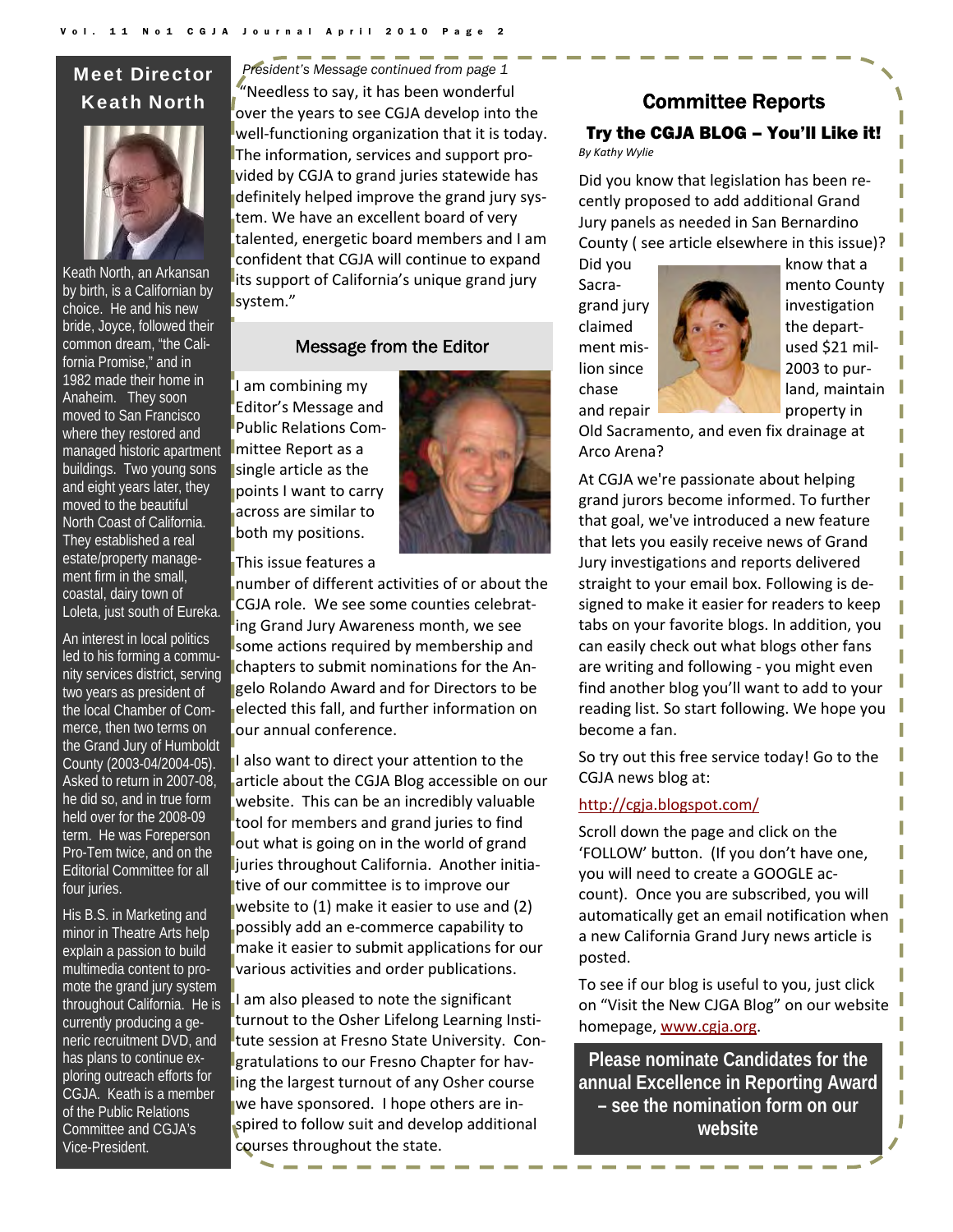## Meet Director Keath North

Keath North, an Arkansan by birth, is a Californian by choice. He and his new bride, Joyce, followed their common dream, "the California Promise," and in 1982 made their home in Anaheim. They soon moved to San Francisco where they restored and managed historic apartment buildings. Two young sons and eight years later, they moved to the beautiful North Coast of California. They established a real estate/property management firm in the small, coastal, dairy town of Loleta, just south of Eureka.

An interest in local politics led to his forming a community services district, serving two years as president of the local Chamber of Commerce, then two terms on the Grand Jury of Humboldt County (2003-04/2004-05). Asked to return in 2007-08, he did so, and in true form held over for the 2008-09 term. He was Foreperson Pro-Tem twice, and on the Editorial Committee for all four juries.

His B.S. in Marketing and minor in Theatre Arts help explain a passion to build multimedia content to promote the grand jury system throughout California. He is currently producing a generic recruitment DVD, and has plans to continue exploring outreach efforts for CGJA. Keath is a member of the Public Relations Committee and CGJA's Vice-President.

*President's Message continued from page 1*

"Needless to say, it has been wonderful over the years to see CGJA develop into the well-functioning organization that it is today. The information, services and support provided by CGJA to grand juries statewide has definitely helped improve the grand jury system. We have an excellent board of very talented, energetic board members and I am confident that CGJA will continue to expand its support of California's unique grand jury system."

## Message from the Editor

I am combining my Editor's Message and Public Relations Committee Report as a single article as the points I want to carry across are similar to both my positions.

This issue features a number of different activities of or about the CGJA role. We see some counties celebrating Grand Jury Awareness month, we see some actions required by membership and chapters to submit nominations for the Angelo Rolando Award and for Directors to be elected this fall, and further information on our annual conference.

I also want to direct your attention to the article about the CGJA Blog accessible on our website. This can be an incredibly valuable tool for members and grand juries to find out what is going on in the world of grand juries throughout California. Another initiative of our committee is to improve our website to (1) make it easier to use and (2) possibly add an e-commerce capability to make it easier to submit applications for our various activities and order publications.

I am also pleased to note the significant turnout to the Osher Lifelong Learning Institute session at Fresno State University. Congratulations to our Fresno Chapter for having the largest turnout of any Osher course we have sponsored. I hope others are inspired to follow suit and develop additional courses throughout the state.

## Committee Reports

### Try the CGJA BLOG – You'll Like it!

*By Kathy Wylie*

Did you know that legislation has been recently proposed to add additional Grand Jury panels as needed in San Bernardino County ( see article elsewhere in this issue)? Did you know that a Sacramento County grand jury investigation claimed the department misused $21 million since 2003 to purchase land, maintain and repair property in Old Sacramento, and even fix drainage at Arco Arena?

At CGJA we're passionate about helping grand jurors become informed. To further that goal, we've introduced a new feature that lets you easily receive news of Grand Jury investigations and reports delivered straight to your email box. Following is designed to make it easier for readers to keep tabs on your favorite blogs. In addition, you can easily check out what blogs other fans are writing and following - you might even find another blog you'll want to add to your reading list. So start following. We hope you become a fan.

So try out this free service today! Go to the CGJA news blog at:

http://cgja.blogspot.com/

Scroll down the page and click on the 'FOLLOW' button. (If you don't have one, you will need to create a GOOGLE account). Once you are subscribed, you will automatically get an email notification when a new California Grand Jury news article is posted.

To see if our blog is useful to you, just click on "Visit the New CJGA Blog" on our website homepage, www.cgja.org.

**Please nominate Candidates for the annual Excellence in Reporting Award – see the nomination form on our website**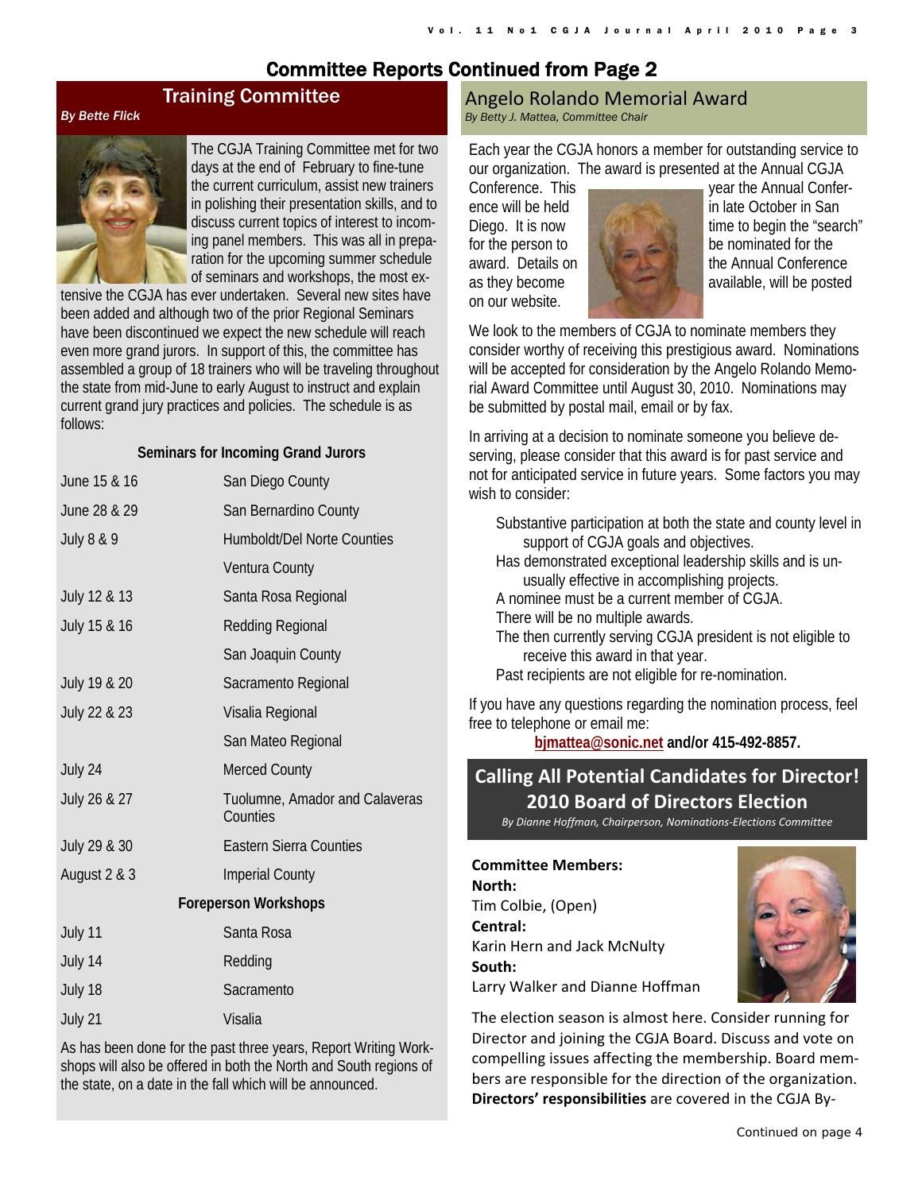# Committee Reports Continued from Page 2

## Training Committee

*By Bette Flick*

The CGJA Training Committee met for two days at the end of February to fine-tune the current curriculum, assist new trainers in polishing their presentation skills, and to discuss current topics of interest to incoming panel members. This was all in preparation for the upcoming summer schedule of seminars and workshops, the most extensive the CGJA has ever undertaken. Several new sites have been added and although two of the prior Regional Seminars have been discontinued we expect the new schedule will reach even more grand jurors. In support of this, the committee has assembled a group of 18 trainers who will be traveling throughout the state from mid-June to early August to instruct and explain current grand jury practices and policies. The schedule is as follows:

**Seminars for Incoming Grand Jurors**

| | |
|---|---|
| June 15 & 16 | San Diego County |
| June 28 & 29 | San Bernardino County |
| July 8 & 9 | Humboldt/Del Norte Counties |
| | Ventura County |
| July 12 & 13 | Santa Rosa Regional |
| July 15 & 16 | Redding Regional |
| | San Joaquin County |
| July 19 & 20 | Sacramento Regional |
| July 22 & 23 | Visalia Regional |
| | San Mateo Regional |
| July 24 | Merced County |
| July 26 & 27 | Tuolumne, Amador and Calaveras Counties |
| July 29 & 30 | Eastern Sierra Counties |
| August 2 & 3 | Imperial County |

**Foreperson Workshops**

| | |
|---|---|
| July 11 | Santa Rosa |
| July 14 | Redding |
| July 18 | Sacramento |
| July 21 | Visalia |

As has been done for the past three years, Report Writing Workshops will also be offered in both the North and South regions of the state, on a date in the fall which will be announced.

## Angelo Rolando Memorial Award

*By Betty J. Mattea, Committee Chair*

Each year the CGJA honors a member for outstanding service to our organization. The award is presented at the Annual CGJA Conference. This year the Annual Conference will be held in late October in San Diego. It is now time to begin the "search" for the person to be nominated for the award. Details on the Annual Conference as they become available, will be posted on our website.

We look to the members of CGJA to nominate members they consider worthy of receiving this prestigious award. Nominations will be accepted for consideration by the Angelo Rolando Memorial Award Committee until August 30, 2010. Nominations may be submitted by postal mail, email or by fax.

In arriving at a decision to nominate someone you believe deserving, please consider that this award is for past service and not for anticipated service in future years. Some factors you may wish to consider:

- Substantive participation at both the state and county level in support of CGJA goals and objectives.
- Has demonstrated exceptional leadership skills and is unusually effective in accomplishing projects.
- A nominee must be a current member of CGJA.
- There will be no multiple awards.
- The then currently serving CGJA president is not eligible to receive this award in that year.
- Past recipients are not eligible for re-nomination.

If you have any questions regarding the nomination process, feel free to telephone or email me:

**bjmattea@sonic.net and/or 415-492-8857.**

## Calling All Potential Candidates for Director! 2010 Board of Directors Election

*By Dianne Hoffman, Chairperson, Nominations-Elections Committee*

**Committee Members:**
**North:**
Tim Colbie, (Open)
**Central:**
Karin Hern and Jack McNulty
**South:**
Larry Walker and Dianne Hoffman

The election season is almost here. Consider running for Director and joining the CGJA Board. Discuss and vote on compelling issues affecting the membership. Board members are responsible for the direction of the organization. **Directors' responsibilities** are covered in the CGJA By-

Continued on page 4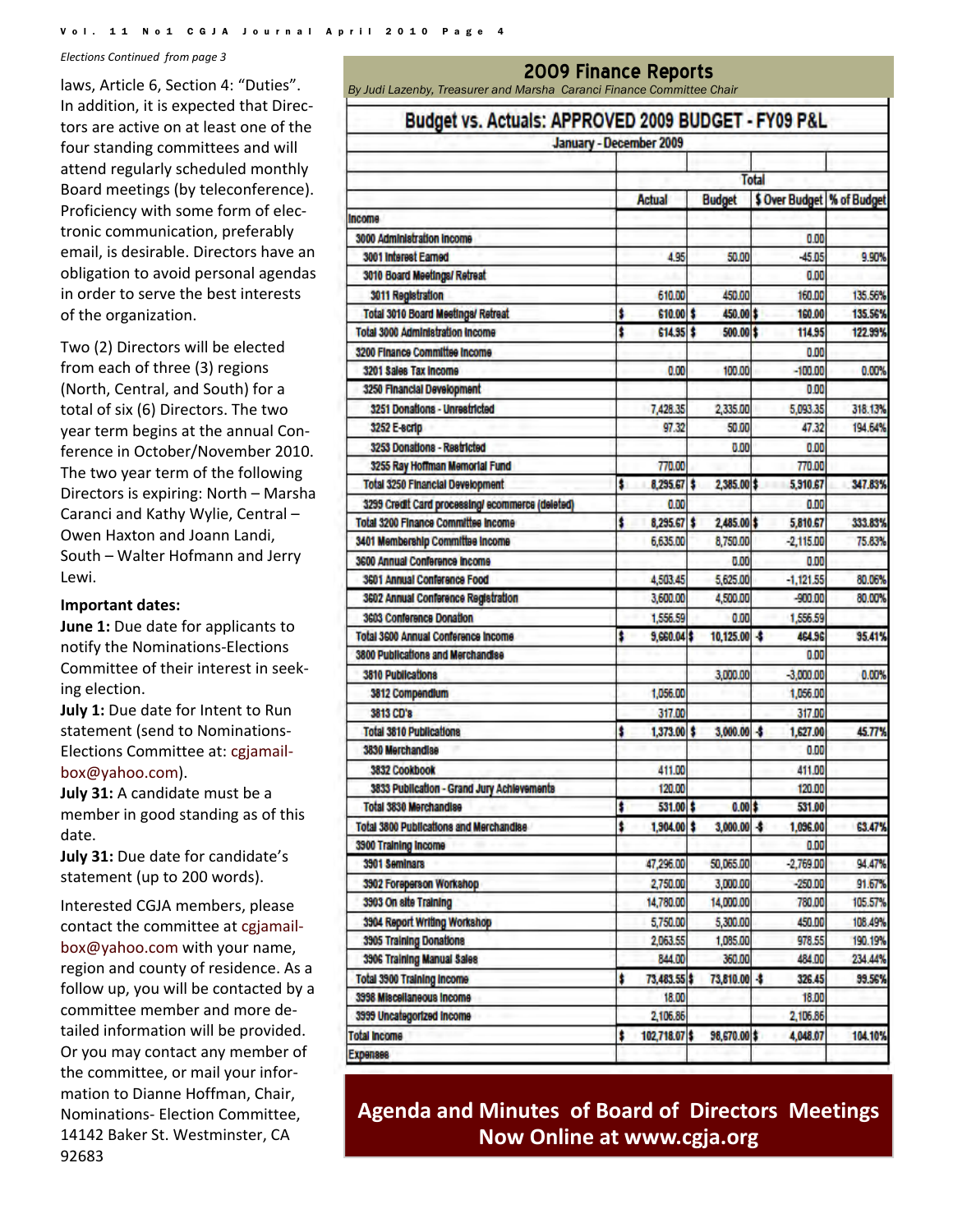*Elections Continued from page 3*

laws, Article 6, Section 4: "Duties". In addition, it is expected that Directors are active on at least one of the four standing committees and will attend regularly scheduled monthly Board meetings (by teleconference). Proficiency with some form of electronic communication, preferably email, is desirable. Directors have an obligation to avoid personal agendas in order to serve the best interests of the organization.

Two (2) Directors will be elected from each of three (3) regions (North, Central, and South) for a total of six (6) Directors. The two year term begins at the annual Conference in October/November 2010. The two year term of the following Directors is expiring: North – Marsha Caranci and Kathy Wylie, Central – Owen Haxton and Joann Landi, South – Walter Hofmann and Jerry Lewi.

**Important dates:**

**June 1:** Due date for applicants to notify the Nominations-Elections Committee of their interest in seeking election.

**July 1:** Due date for Intent to Run statement (send to Nominations-Elections Committee at: cgjamailbox@yahoo.com).

**July 31:** A candidate must be a member in good standing as of this date.

**July 31:** Due date for candidate's statement (up to 200 words).

Interested CGJA members, please contact the committee at cgjamailbox@yahoo.com with your name, region and county of residence. As a follow up, you will be contacted by a committee member and more detailed information will be provided. Or you may contact any member of the committee, or mail your information to Dianne Hoffman, Chair, Nominations- Election Committee, 14142 Baker St. Westminster, CA 92683

## 2009 Finance Reports

*By Judi Lazenby, Treasurer and Marsha Caranci Finance Committee Chair*

### Budget vs. Actuals: APPROVED 2009 BUDGET - FY09 P&L

January - December 2009

| | Total | | | |
|---|---|---|---|---|
| | Actual | Budget | $ Over Budget | % of Budget |
| Income | | | | |
| 3000 Administration Income | | | 0.00 | |
| 3001 Interest Earned | 4.95 | 50.00 | -45.05 | 9.90% |
| 3010 Board Meetings/ Retreat | | | 0.00 | |
| 3011 Registration | 610.00 | 450.00 | 160.00 | 135.56% |
| Total 3010 Board Meetings/ Retreat | $ 610.00 | $ 450.00 | $ 160.00 | 135.56% |
| Total 3000 Administration Income | $ 614.95 | $ 500.00 | $ 114.95 | 122.99% |
| 3200 Finance Committee Income | | | 0.00 | |
| 3201 Sales Tax Income | 0.00 | 100.00 | -100.00 | 0.00% |
| 3250 Financial Development | | | 0.00 | |
| 3251 Donations - Unrestricted | 7,428.35 | 2,335.00 | 5,093.35 | 318.13% |
| 3252 E-scrip | 97.32 | 50.00 | 47.32 | 194.64% |
| 3253 Donations - Restricted | | 0.00 | 0.00 | |
| 3255 Ray Hoffman Memorial Fund | 770.00 | | 770.00 | |
| Total 3250 Financial Development | $ 8,295.67 | $ 2,385.00 | $ 5,910.67 | 347.83% |
| 3299 Credit Card processing/ ecommerce (deleted) | 0.00 | | 0.00 | |
| Total 3200 Finance Committee Income | $ 8,295.67 | $ 2,485.00 | $ 5,810.67 | 333.83% |
| 3401 Membership Committee Income | 6,635.00 | 8,750.00 | -2,115.00 | 75.83% |
| 3600 Annual Conference Income | | 0.00 | 0.00 | |
| 3601 Annual Conference Food | 4,503.45 | 5,625.00 | -1,121.55 | 80.06% |
| 3602 Annual Conference Registration | 3,600.00 | 4,500.00 | -900.00 | 80.00% |
| 3603 Conference Donation | 1,556.59 | 0.00 | 1,556.59 | |
| Total 3600 Annual Conference Income | $ 9,660.04 | $ 10,125.00 | -$ 464.96 | 95.41% |
| 3800 Publications and Merchandise | | | 0.00 | |
| 3810 Publications | | 3,000.00 | -3,000.00 | 0.00% |
| 3812 Compendium | 1,056.00 | | 1,056.00 | |
| 3813 CD's | 317.00 | | 317.00 | |
| Total 3810 Publications | $ 1,373.00 | $ 3,000.00 | -$ 1,627.00 | 45.77% |
| 3830 Merchandise | | | 0.00 | |
| 3832 Cookbook | 411.00 | | 411.00 | |
| 3833 Publication - Grand Jury Achievements | 120.00 | | 120.00 | |
| Total 3830 Merchandise | $ 531.00 | $ 0.00 | $ 531.00 | |
| Total 3800 Publications and Merchandise | $ 1,904.00 | $ 3,000.00 | -$ 1,096.00 | 63.47% |
| 3900 Training Income | | | 0.00 | |
| 3901 Seminars | 47,296.00 | 50,065.00 | -2,769.00 | 94.47% |
| 3902 Foreperson Workshop | 2,750.00 | 3,000.00 | -250.00 | 91.67% |
| 3903 On site Training | 14,780.00 | 14,000.00 | 780.00 | 105.57% |
| 3904 Report Writing Workshop | 5,750.00 | 5,300.00 | 450.00 | 108.49% |
| 3905 Training Donations | 2,063.55 | 1,085.00 | 978.55 | 190.19% |
| 3906 Training Manual Sales | 844.00 | 360.00 | 484.00 | 234.44% |
| Total 3900 Training Income | $ 73,483.55 | $ 73,810.00 | -$ 326.45 | 99.56% |
| 3998 Miscellaneous Income | 18.00 | | 18.00 | |
| 3999 Uncategorized Income | 2,106.86 | | 2,106.86 | |
| Total Income | $ 102,718.07 | $ 98,670.00 | $ 4,048.07 | 104.10% |
| Expenses | | | | |

**Agenda and Minutes of Board of Directors Meetings Now Online at www.cgja.org**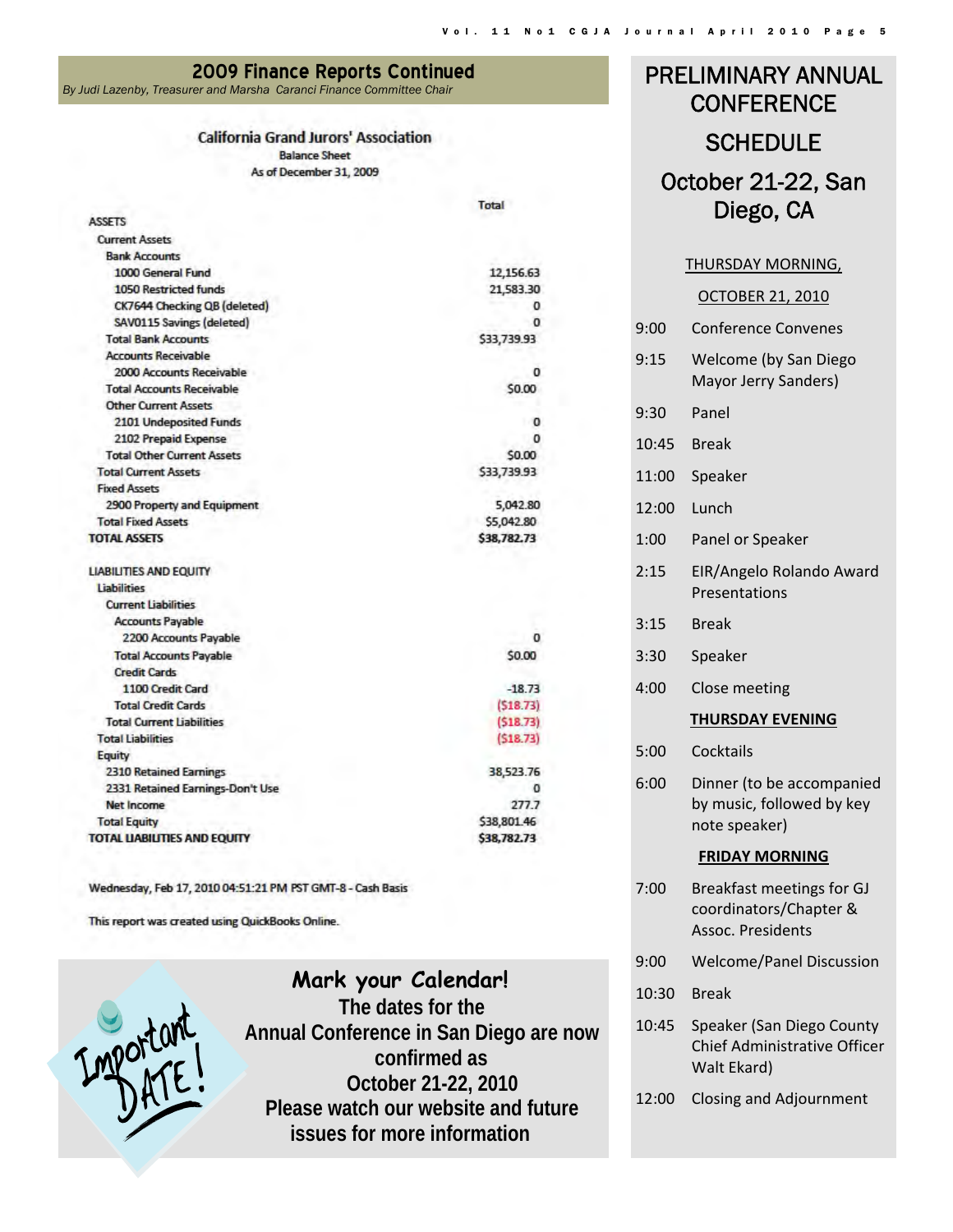## 2009 Finance Reports Continued

*By Judi Lazenby, Treasurer and Marsha Caranci Finance Committee Chair*

**California Grand Jurors' Association**
Balance Sheet
As of December 31, 2009

| | Total |
|---|---|
| **ASSETS** | |
| Current Assets | |
| Bank Accounts | |
| 1000 General Fund | 12,156.63 |
| 1050 Restricted funds | 21,583.30 |
| CK7644 Checking QB (deleted) | 0 |
| SAV0115 Savings (deleted) | 0 |
| Total Bank Accounts | $33,739.93 |
| Accounts Receivable | |
| 2000 Accounts Receivable | 0 |
| Total Accounts Receivable | $0.00 |
| Other Current Assets | |
| 2101 Undeposited Funds | 0 |
| 2102 Prepaid Expense | 0 |
| Total Other Current Assets | $0.00 |
| Total Current Assets | $33,739.93 |
| Fixed Assets | |
| 2900 Property and Equipment | 5,042.80 |
| Total Fixed Assets | $5,042.80 |
| **TOTAL ASSETS** | **$38,782.73** |
| **LIABILITIES AND EQUITY** | |
| Liabilities | |
| Current Liabilities | |
| Accounts Payable | |
| 2200 Accounts Payable | 0 |
| Total Accounts Payable | $0.00 |
| Credit Cards | |
| 1100 Credit Card | -18.73 |
| Total Credit Cards | ($18.73) |
| Total Current Liabilities | ($18.73) |
| Total Liabilities | ($18.73) |
| Equity | |
| 2310 Retained Earnings | 38,523.76 |
| 2331 Retained Earnings-Don't Use | 0 |
| Net Income | 277.7 |
| Total Equity | $38,801.46 |
| **TOTAL LIABILITIES AND EQUITY** | **$38,782.73** |

Wednesday, Feb 17, 2010 04:51:21 PM PST GMT-8 - Cash Basis

This report was created using QuickBooks Online.

Important DATE!

**Mark your Calendar!**
**The dates for the Annual Conference in San Diego are now confirmed as October 21-22, 2010**
**Please watch our website and future issues for more information**

## PRELIMINARY ANNUAL CONFERENCE SCHEDULE

## October 21-22, San Diego, CA

THURSDAY MORNING, OCTOBER 21, 2010

- 9:00 Conference Convenes
- 9:15 Welcome (by San Diego Mayor Jerry Sanders)
- 9:30 Panel
- 10:45 Break
- 11:00 Speaker
- 12:00 Lunch
- 1:00 Panel or Speaker
- 2:15 EIR/Angelo Rolando Award Presentations
- 3:15 Break
- 3:30 Speaker
- 4:00 Close meeting

**THURSDAY EVENING**

- 5:00 Cocktails
- 6:00 Dinner (to be accompanied by music, followed by key note speaker)

**FRIDAY MORNING**

- 7:00 Breakfast meetings for GJ coordinators/Chapter & Assoc. Presidents
- 9:00 Welcome/Panel Discussion
- 10:30 Break
- 10:45 Speaker (San Diego County Chief Administrative Officer Walt Ekard)
- 12:00 Closing and Adjournment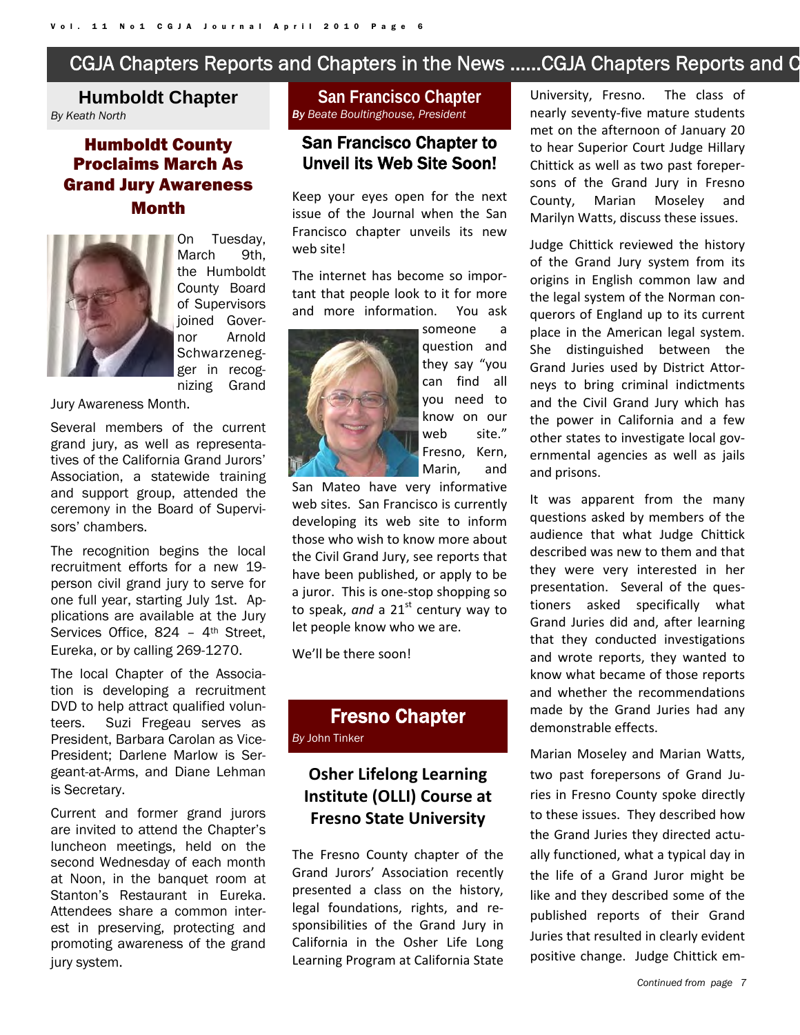## CGJA Chapters Reports and Chapters in the News ......CGJA Chapters Reports and C

### Humboldt Chapter

*By Keath North*

#### Humboldt County Proclaims March As Grand Jury Awareness Month

On Tuesday, March 9th, the Humboldt County Board of Supervisors joined Governor Arnold Schwarzenegger in recognizing Grand Jury Awareness Month.

Several members of the current grand jury, as well as representatives of the California Grand Jurors' Association, a statewide training and support group, attended the ceremony in the Board of Supervisors' chambers.

The recognition begins the local recruitment efforts for a new 19-person civil grand jury to serve for one full year, starting July 1st. Applications are available at the Jury Services Office, 824 – 4th Street, Eureka, or by calling 269-1270.

The local Chapter of the Association is developing a recruitment DVD to help attract qualified volunteers. Suzi Fregeau serves as President, Barbara Carolan as Vice-President; Darlene Marlow is Sergeant-at-Arms, and Diane Lehman is Secretary.

Current and former grand jurors are invited to attend the Chapter's luncheon meetings, held on the second Wednesday of each month at Noon, in the banquet room at Stanton's Restaurant in Eureka. Attendees share a common interest in preserving, protecting and promoting awareness of the grand jury system.

### San Francisco Chapter

***By** Beate Boultinghouse, President*

#### San Francisco Chapter to Unveil its Web Site Soon!

Keep your eyes open for the next issue of the Journal when the San Francisco chapter unveils its new web site!

The internet has become so important that people look to it for more and more information. You ask someone a question and they say "you can find all you need to know on our web site." Fresno, Kern, Marin, and San Mateo have very informative web sites. San Francisco is currently developing its web site to inform those who wish to know more about the Civil Grand Jury, see reports that have been published, or apply to be a juror. This is one-stop shopping so to speak, *and* a 21st century way to let people know who we are.

We'll be there soon!

### Fresno Chapter

*By John Tinker*

#### Osher Lifelong Learning Institute (OLLI) Course at Fresno State University

The Fresno County chapter of the Grand Jurors' Association recently presented a class on the history, legal foundations, rights, and responsibilities of the Grand Jury in California in the Osher Life Long Learning Program at California State University, Fresno. The class of nearly seventy-five mature students met on the afternoon of January 20 to hear Superior Court Judge Hillary Chittick as well as two past forepersons of the Grand Jury in Fresno County, Marian Moseley and Marilyn Watts, discuss these issues.

Judge Chittick reviewed the history of the Grand Jury system from its origins in English common law and the legal system of the Norman conquerors of England up to its current place in the American legal system. She distinguished between the Grand Juries used by District Attorneys to bring criminal indictments and the Civil Grand Jury which has the power in California and a few other states to investigate local governmental agencies as well as jails and prisons.

It was apparent from the many questions asked by members of the audience that what Judge Chittick described was new to them and that they were very interested in her presentation. Several of the questioners asked specifically what Grand Juries did and, after learning that they conducted investigations and wrote reports, they wanted to know what became of those reports and whether the recommendations made by the Grand Juries had any demonstrable effects.

Marian Moseley and Marian Watts, two past forepersons of Grand Juries in Fresno County spoke directly to these issues. They described how the Grand Juries they directed actually functioned, what a typical day in the life of a Grand Juror might be like and they described some of the published reports of their Grand Juries that resulted in clearly evident positive change. Judge Chittick em-

*Continued from page 7*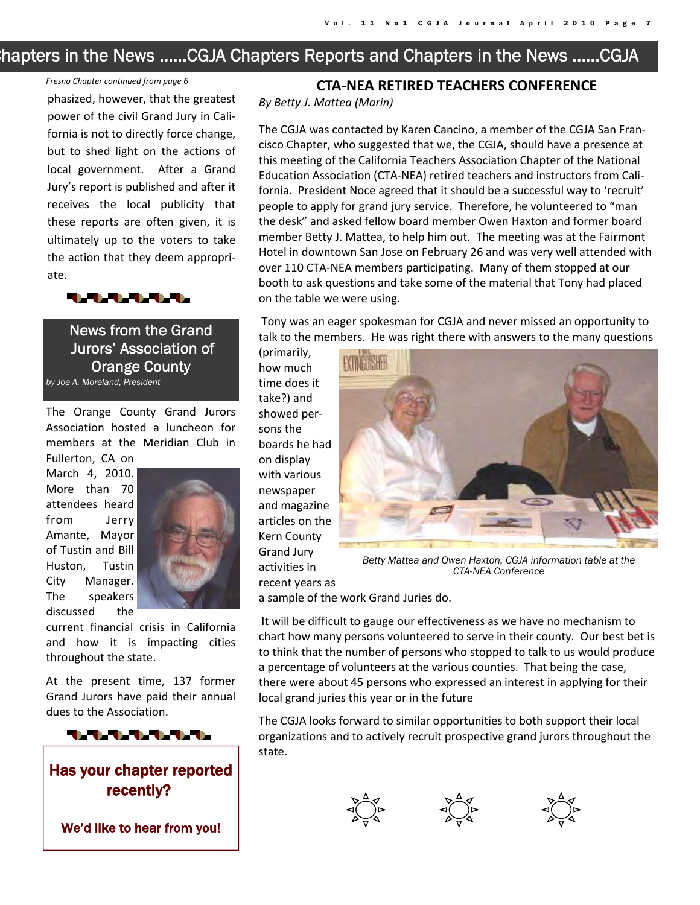*Fresno Chapter continued from page 6*

phasized, however, that the greatest power of the civil Grand Jury in California is not to directly force change, but to shed light on the actions of local government. After a Grand Jury's report is published and after it receives the local publicity that these reports are often given, it is ultimately up to the voters to take the action that they deem appropriate.

## News from the Grand Jurors' Association of Orange County

*by Joe A. Moreland, President*

The Orange County Grand Jurors Association hosted a luncheon for members at the Meridian Club in Fullerton, CA on March 4, 2010. More than 70 attendees heard from Jerry Amante, Mayor of Tustin and Bill Huston, Tustin City Manager. The speakers discussed the current financial crisis in California and how it is impacting cities throughout the state.

At the present time, 137 former Grand Jurors have paid their annual dues to the Association.

**Has your chapter reported recently?**

**We'd like to hear from you!**

## CTA-NEA RETIRED TEACHERS CONFERENCE

*By Betty J. Mattea (Marin)*

The CGJA was contacted by Karen Cancino, a member of the CGJA San Francisco Chapter, who suggested that we, the CGJA, should have a presence at this meeting of the California Teachers Association Chapter of the National Education Association (CTA-NEA) retired teachers and instructors from California. President Noce agreed that it should be a successful way to 'recruit' people to apply for grand jury service. Therefore, he volunteered to "man the desk" and asked fellow board member Owen Haxton and former board member Betty J. Mattea, to help him out. The meeting was at the Fairmont Hotel in downtown San Jose on February 26 and was very well attended with over 110 CTA-NEA members participating. Many of them stopped at our booth to ask questions and take some of the material that Tony had placed on the table we were using.

Tony was an eager spokesman for CGJA and never missed an opportunity to talk to the members. He was right there with answers to the many questions (primarily, how much time does it take?) and showed persons the boards he had on display with various newspaper and magazine articles on the Kern County Grand Jury activities in recent years as a sample of the work Grand Juries do.

*Betty Mattea and Owen Haxton, CGJA information table at the CTA-NEA Conference*

It will be difficult to gauge our effectiveness as we have no mechanism to chart how many persons volunteered to serve in their county. Our best bet is to think that the number of persons who stopped to talk to us would produce a percentage of volunteers at the various counties. That being the case, there were about 45 persons who expressed an interest in applying for their local grand juries this year or in the future

The CGJA looks forward to similar opportunities to both support their local organizations and to actively recruit prospective grand jurors throughout the state.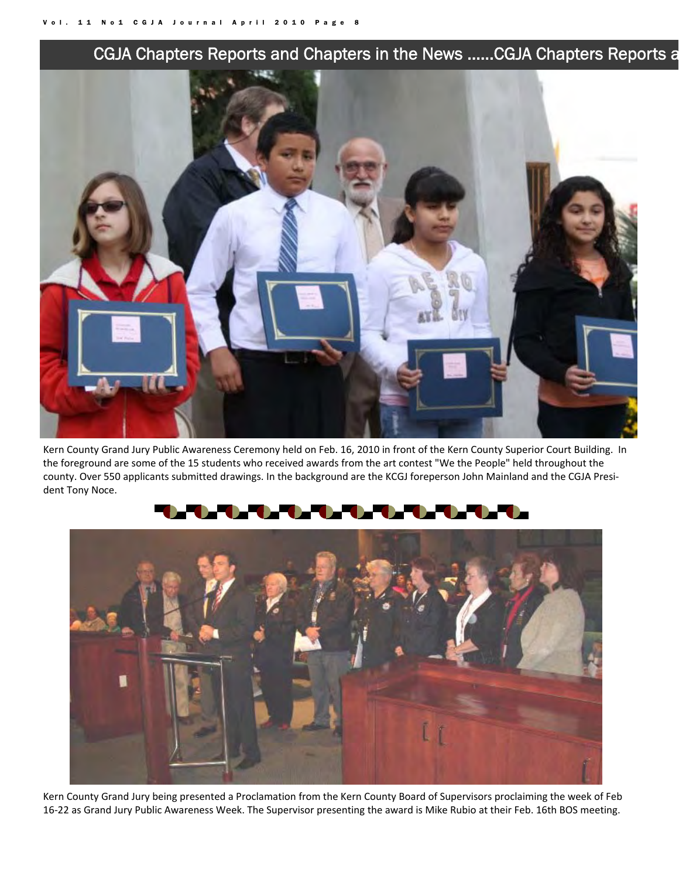## CGJA Chapters Reports and Chapters in the News ......CGJA Chapters Reports a

Kern County Grand Jury Public Awareness Ceremony held on Feb. 16, 2010 in front of the Kern County Superior Court Building. In the foreground are some of the 15 students who received awards from the art contest "We the People" held throughout the county. Over 550 applicants submitted drawings. In the background are the KCGJ foreperson John Mainland and the CGJA President Tony Noce.

Kern County Grand Jury being presented a Proclamation from the Kern County Board of Supervisors proclaiming the week of Feb 16-22 as Grand Jury Public Awareness Week. The Supervisor presenting the award is Mike Rubio at their Feb. 16th BOS meeting.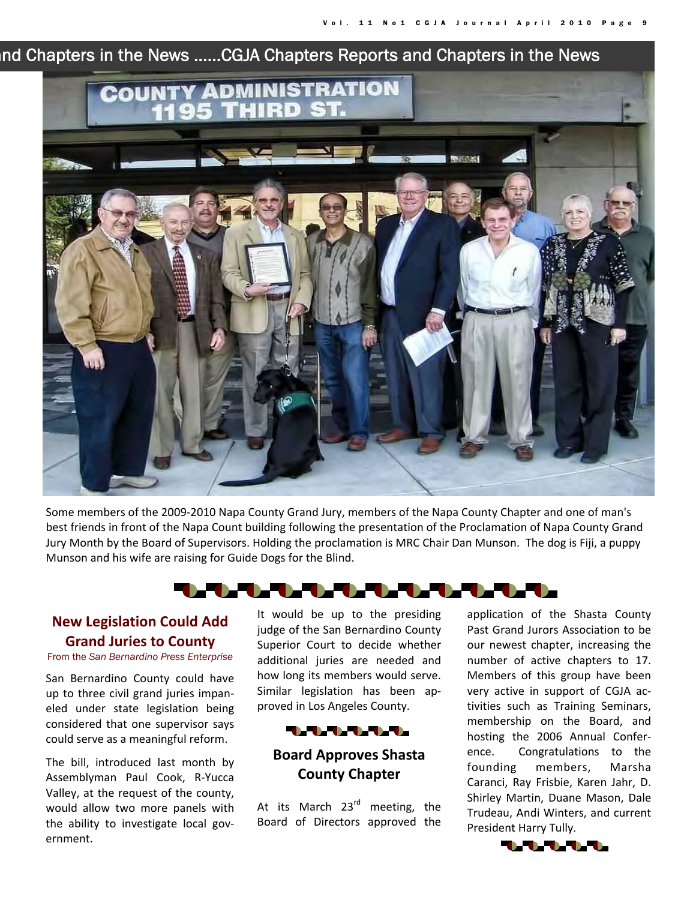## CGJA Chapters Reports and Chapters in the News

Some members of the 2009-2010 Napa County Grand Jury, members of the Napa County Chapter and one of man's best friends in front of the Napa Count building following the presentation of the Proclamation of Napa County Grand Jury Month by the Board of Supervisors. Holding the proclamation is MRC Chair Dan Munson. The dog is Fiji, a puppy Munson and his wife are raising for Guide Dogs for the Blind.

### New Legislation Could Add Grand Juries to County

From the *San Bernardino Press Enterprise*

San Bernardino County could have up to three civil grand juries impaneled under state legislation being considered that one supervisor says could serve as a meaningful reform.

The bill, introduced last month by Assemblyman Paul Cook, R-Yucca Valley, at the request of the county, would allow two more panels with the ability to investigate local government.

It would be up to the presiding judge of the San Bernardino County Superior Court to decide whether additional juries are needed and how long its members would serve. Similar legislation has been approved in Los Angeles County.

### Board Approves Shasta County Chapter

At its March 23rd meeting, the Board of Directors approved the application of the Shasta County Past Grand Jurors Association to be our newest chapter, increasing the number of active chapters to 17. Members of this group have been very active in support of CGJA activities such as Training Seminars, membership on the Board, and hosting the 2006 Annual Conference. Congratulations to the founding members, Marsha Caranci, Ray Frisbie, Karen Jahr, D. Shirley Martin, Duane Mason, Dale Trudeau, Andi Winters, and current President Harry Tully.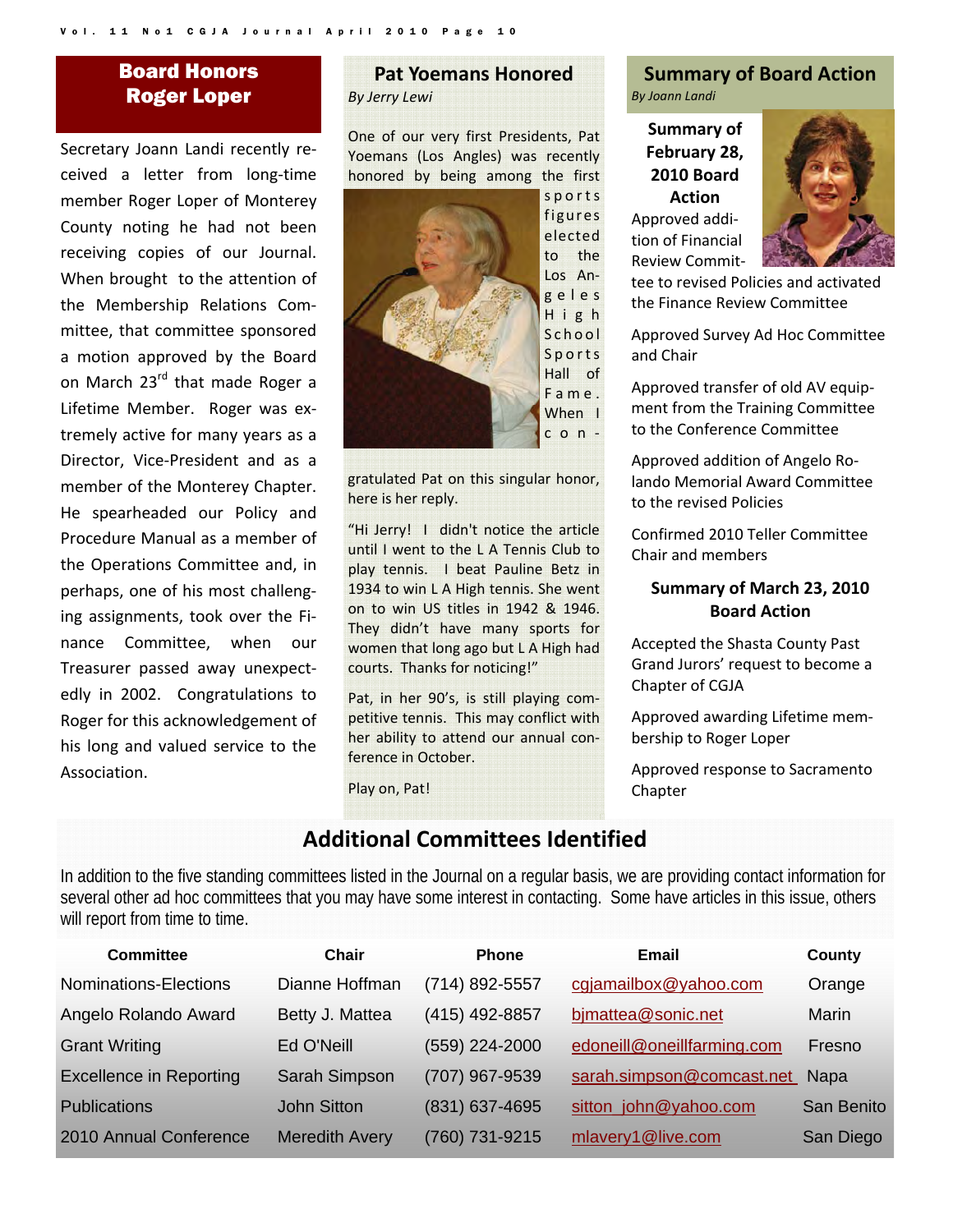## Board Honors Roger Loper

Secretary Joann Landi recently received a letter from long-time member Roger Loper of Monterey County noting he had not been receiving copies of our Journal. When brought to the attention of the Membership Relations Committee, that committee sponsored a motion approved by the Board on March 23rd that made Roger a Lifetime Member. Roger was extremely active for many years as a Director, Vice-President and as a member of the Monterey Chapter. He spearheaded our Policy and Procedure Manual as a member of the Operations Committee and, in perhaps, one of his most challenging assignments, took over the Finance Committee, when our Treasurer passed away unexpectedly in 2002. Congratulations to Roger for this acknowledgement of his long and valued service to the Association.

## Pat Yoemans Honored

*By Jerry Lewi*

One of our very first Presidents, Pat Yoemans (Los Angles) was recently honored by being among the first sports figures elected to the Los Angeles High School Sports Hall of Fame. When I congratulated Pat on this singular honor, here is her reply.

"Hi Jerry! I didn't notice the article until I went to the L A Tennis Club to play tennis. I beat Pauline Betz in 1934 to win L A High tennis. She went on to win US titles in 1942 & 1946. They didn't have many sports for women that long ago but L A High had courts. Thanks for noticing!"

Pat, in her 90's, is still playing competitive tennis. This may conflict with her ability to attend our annual conference in October.

Play on, Pat!

## Summary of Board Action

*By Joann Landi*

### Summary of February 28, 2010 Board Action

Approved addition of Financial Review Committee to revised Policies and activated the Finance Review Committee

Approved Survey Ad Hoc Committee and Chair

Approved transfer of old AV equipment from the Training Committee to the Conference Committee

Approved addition of Angelo Rolando Memorial Award Committee to the revised Policies

Confirmed 2010 Teller Committee Chair and members

### Summary of March 23, 2010 Board Action

Accepted the Shasta County Past Grand Jurors' request to become a Chapter of CGJA

Approved awarding Lifetime membership to Roger Loper

Approved response to Sacramento Chapter

## Additional Committees Identified

In addition to the five standing committees listed in the Journal on a regular basis, we are providing contact information for several other ad hoc committees that you may have some interest in contacting. Some have articles in this issue, others will report from time to time.

| Committee | Chair | Phone | Email | County |
|---|---|---|---|---|
| Nominations-Elections | Dianne Hoffman | (714) 892-5557 | cgjamailbox@yahoo.com | Orange |
| Angelo Rolando Award | Betty J. Mattea | (415) 492-8857 | bjmattea@sonic.net | Marin |
| Grant Writing | Ed O'Neill | (559) 224-2000 | edoneill@oneillfarming.com | Fresno |
| Excellence in Reporting | Sarah Simpson | (707) 967-9539 | sarah.simpson@comcast.net | Napa |
| Publications | John Sitton | (831) 637-4695 | sitton_john@yahoo.com | San Benito |
| 2010 Annual Conference | Meredith Avery | (760) 731-9215 | mlavery1@live.com | San Diego |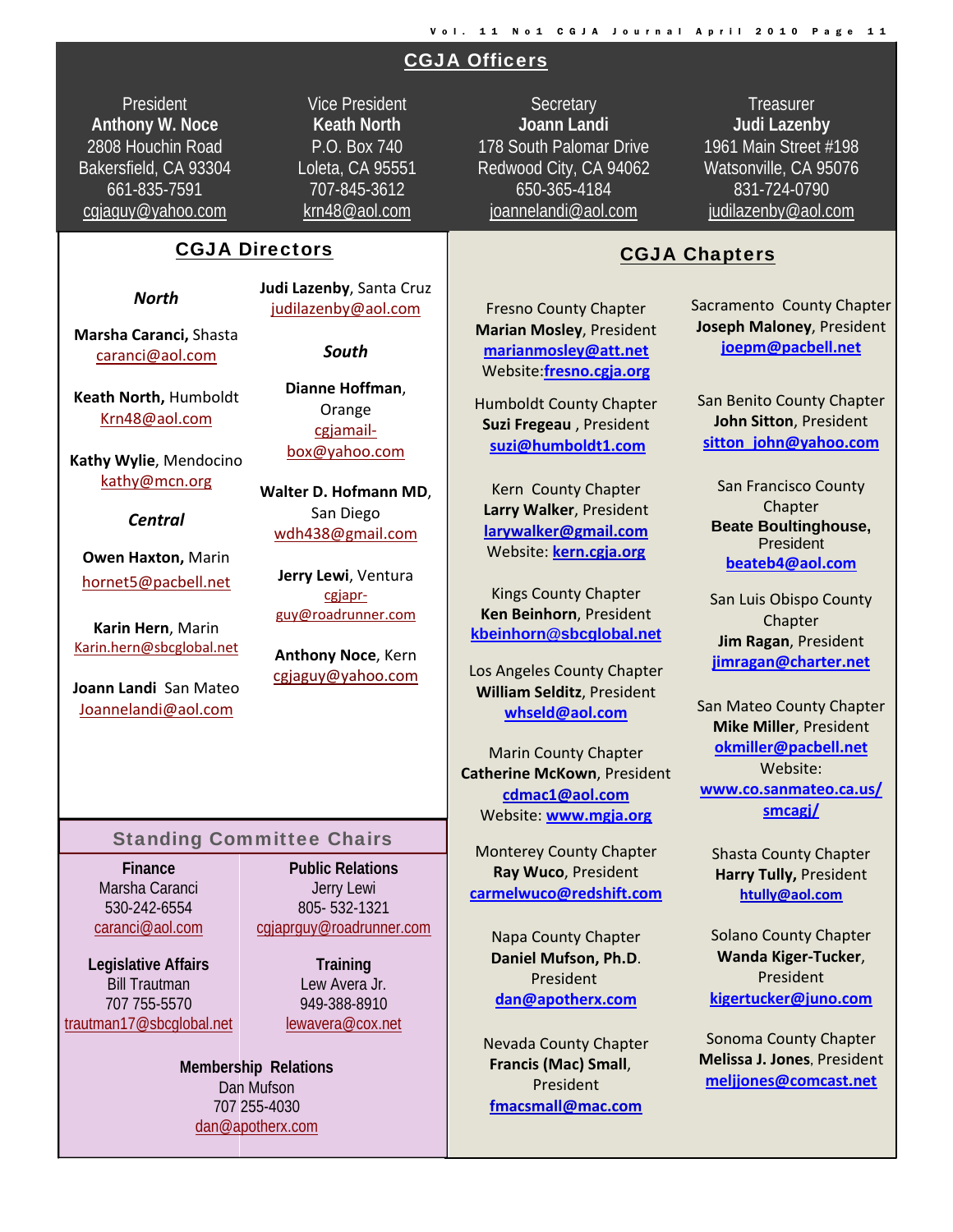## CGJA Officers

| President | Vice President | Secretary | Treasurer |
|---|---|---|---|
| **Anthony W. Noce** | **Keath North** | **Joann Landi** | **Judi Lazenby** |
| 2808 Houchin Road | P.O. Box 740 | 178 South Palomar Drive | 1961 Main Street #198 |
| Bakersfield, CA 93304 | Loleta, CA 95551 | Redwood City, CA 94062 | Watsonville, CA 95076 |
| 661-835-7591 | 707-845-3612 | 650-365-4184 | 831-724-0790 |
| cgjaguy@yahoo.com | krn48@aol.com | joannelandi@aol.com | judilazenby@aol.com |

## CGJA Directors

*North*

**Marsha Caranci,** Shasta
caranci@aol.com

**Keath North,** Humboldt
Krn48@aol.com

**Kathy Wylie**, Mendocino
kathy@mcn.org

*Central*

**Owen Haxton,** Marin
hornet5@pacbell.net

**Karin Hern**, Marin
Karin.hern@sbcglobal.net

**Joann Landi** San Mateo
Joannelandi@aol.com

**Judi Lazenby**, Santa Cruz
judilazenby@aol.com

*South*

**Dianne Hoffman**, Orange
cgjamail-box@yahoo.com

**Walter D. Hofmann MD**, San Diego
wdh438@gmail.com

**Jerry Lewi**, Ventura
cgjapr-guy@roadrunner.com

**Anthony Noce**, Kern
cgjaguy@yahoo.com

## Standing Committee Chairs

**Finance**
Marsha Caranci
530-242-6554
caranci@aol.com

**Public Relations**
Jerry Lewi
805- 532-1321
cgjaprguy@roadrunner.com

**Legislative Affairs**
Bill Trautman
707 755-5570
trautman17@sbcglobal.net

**Training**
Lew Avera Jr.
949-388-8910
lewavera@cox.net

**Membership Relations**
Dan Mufson
707 255-4030
dan@apotherx.com

## CGJA Chapters

Fresno County Chapter
**Marian Mosley**, President
**marianmosley@att.net**
Website: **fresno.cgja.org**

Humboldt County Chapter
**Suzi Fregeau** , President
**suzi@humboldt1.com**

Kern County Chapter
**Larry Walker**, President
**larywalker@gmail.com**
Website: **kern.cgja.org**

Kings County Chapter
**Ken Beinhorn**, President
**kbeinhorn@sbcglobal.net**

Los Angeles County Chapter
**William Selditz**, President
**whseld@aol.com**

Marin County Chapter
**Catherine McKown**, President
**cdmac1@aol.com**
Website: **www.mgja.org**

Monterey County Chapter
**Ray Wuco**, President
**carmelwuco@redshift.com**

Napa County Chapter
**Daniel Mufson, Ph.D**. President
**dan@apotherx.com**

Nevada County Chapter
**Francis (Mac) Small**, President
**fmacsmall@mac.com**

Sacramento County Chapter
**Joseph Maloney**, President
**joepm@pacbell.net**

San Benito County Chapter
**John Sitton**, President
**sitton_john@yahoo.com**

San Francisco County Chapter
**Beate Boultinghouse,** President
**beateb4@aol.com**

San Luis Obispo County Chapter
**Jim Ragan**, President
**jimragan@charter.net**

San Mateo County Chapter
**Mike Miller**, President
**okmiller@pacbell.net**
Website: **www.co.sanmateo.ca.us/smcagj/**

Shasta County Chapter
**Harry Tully,** President
**htully@aol.com**

Solano County Chapter
**Wanda Kiger-Tucker**, President
**kigertucker@juno.com**

Sonoma County Chapter
**Melissa J. Jones**, President
**meljjones@comcast.net**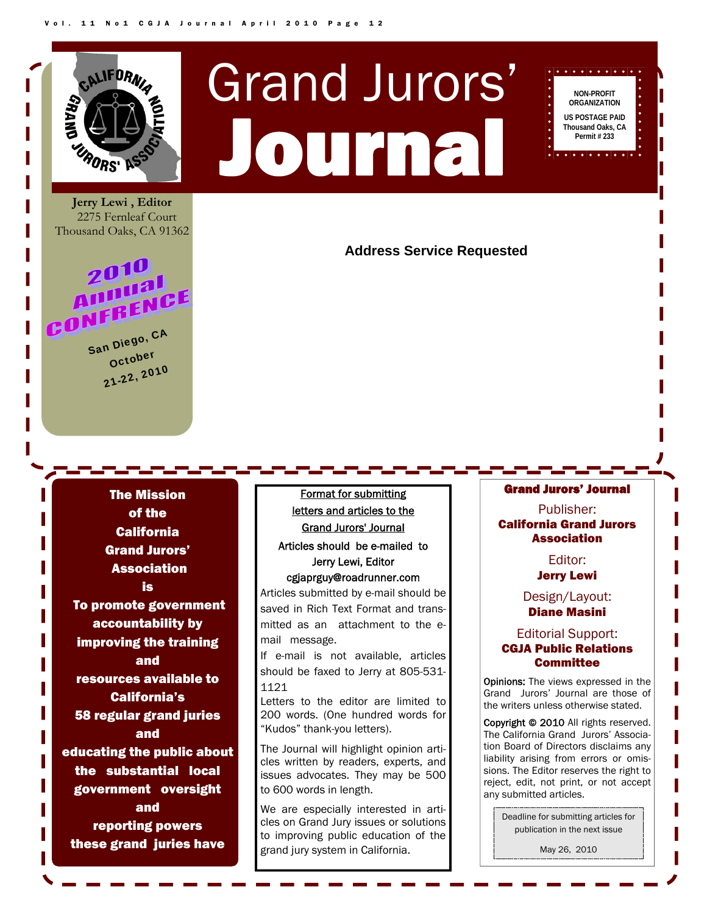# Grand Jurors' Journal

**Jerry Lewi , Editor**
2275 Fernleaf Court
Thousand Oaks, CA 91362

NON-PROFIT ORGANIZATION
US POSTAGE PAID
Thousand Oaks, CA
Permit # 233

**2010 Annual CONFRENCE**
San Diego, CA
October
21-22, 2010

**Address Service Requested**

**The Mission of the California Grand Jurors' Association is To promote government accountability by improving the training and resources available to California's 58 regular grand juries and educating the public about the substantial local government oversight and reporting powers these grand juries have**

Format for submitting letters and articles to the Grand Jurors' Journal

Articles should be e-mailed to
Jerry Lewi, Editor
cgjaprguy@roadrunner.com

Articles submitted by e-mail should be saved in Rich Text Format and transmitted as an attachment to the e-mail message.

If e-mail is not available, articles should be faxed to Jerry at 805-531-1121

Letters to the editor are limited to 200 words. (One hundred words for "Kudos" thank-you letters).

The Journal will highlight opinion articles written by readers, experts, and issues advocates. They may be 500 to 600 words in length.

We are especially interested in articles on Grand Jury issues or solutions to improving public education of the grand jury system in California.

**Grand Jurors' Journal**

Publisher:
**California Grand Jurors Association**

Editor:
**Jerry Lewi**

Design/Layout:
**Diane Masini**

Editorial Support:
**CGJA Public Relations Committee**

**Opinions:** The views expressed in the Grand Jurors' Journal are those of the writers unless otherwise stated.

**Copyright © 2010** All rights reserved. The California Grand Jurors' Association Board of Directors disclaims any liability arising from errors or omissions. The Editor reserves the right to reject, edit, not print, or not accept any submitted articles.

Deadline for submitting articles for publication in the next issue

May 26, 2010